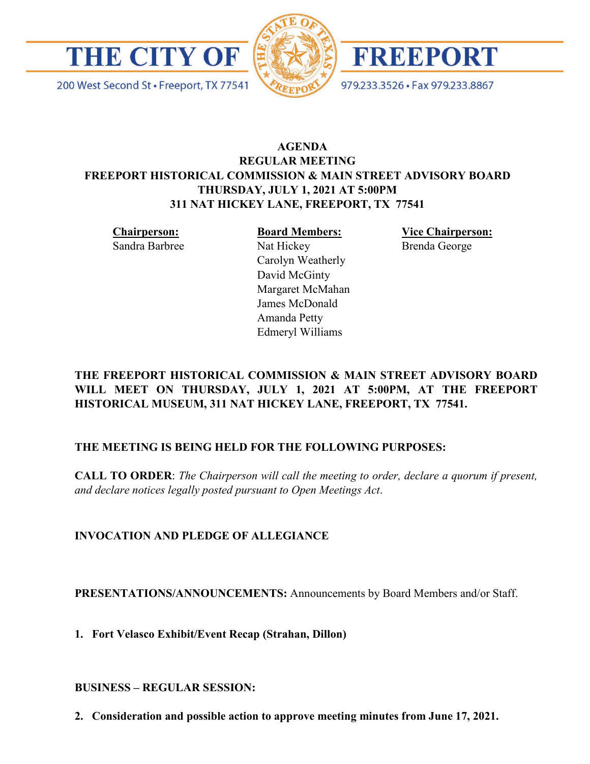# THE CITY OF FREEPORT

200 West Second St • Freeport, TX 77541

979.233.3526 • Fax 979.233.8867

## AGENDA
## REGULAR MEETING
## FREEPORT HISTORICAL COMMISSION & MAIN STREET ADVISORY BOARD
## THURSDAY, JULY 1, 2021 AT 5:00PM
## 311 NAT HICKEY LANE, FREEPORT, TX 77541

| **Chairperson:** | **Board Members:** | **Vice Chairperson:** |
|---|---|---|
| Sandra Barbree | Nat Hickey | Brenda George |
| | Carolyn Weatherly | |
| | David McGinty | |
| | Margaret McMahan | |
| | James McDonald | |
| | Amanda Petty | |
| | Edmeryl Williams | |

**THE FREEPORT HISTORICAL COMMISSION & MAIN STREET ADVISORY BOARD WILL MEET ON THURSDAY, JULY 1, 2021 AT 5:00PM, AT THE FREEPORT HISTORICAL MUSEUM, 311 NAT HICKEY LANE, FREEPORT, TX 77541.**

**THE MEETING IS BEING HELD FOR THE FOLLOWING PURPOSES:**

**CALL TO ORDER**: *The Chairperson will call the meeting to order, declare a quorum if present, and declare notices legally posted pursuant to Open Meetings Act*.

**INVOCATION AND PLEDGE OF ALLEGIANCE**

**PRESENTATIONS/ANNOUNCEMENTS:** Announcements by Board Members and/or Staff.

1. **Fort Velasco Exhibit/Event Recap (Strahan, Dillon)**

**BUSINESS – REGULAR SESSION:**

2. **Consideration and possible action to approve meeting minutes from June 17, 2021.**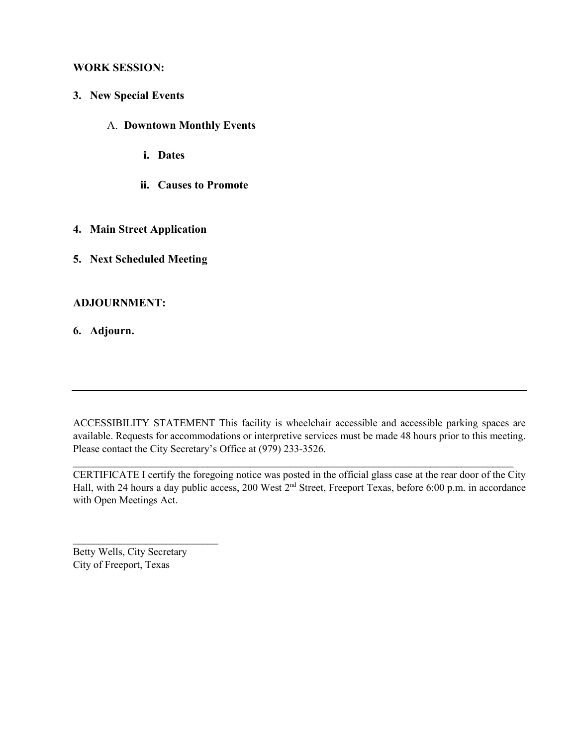**WORK SESSION:**

**3. New Special Events**

  A. **Downtown Monthly Events**

   **i. Dates**

   **ii. Causes to Promote**

**4. Main Street Application**

**5. Next Scheduled Meeting**

**ADJOURNMENT:**

**6. Adjourn.**

---

ACCESSIBILITY STATEMENT This facility is wheelchair accessible and accessible parking spaces are available. Requests for accommodations or interpretive services must be made 48 hours prior to this meeting. Please contact the City Secretary's Office at (979) 233-3526.

---

CERTIFICATE I certify the foregoing notice was posted in the official glass case at the rear door of the City Hall, with 24 hours a day public access, 200 West 2nd Street, Freeport Texas, before 6:00 p.m. in accordance with Open Meetings Act.

\_\_\_\_\_\_\_\_\_\_\_\_\_\_\_\_\_\_\_\_\_\_\_\_\_\_\_\_
Betty Wells, City Secretary
City of Freeport, Texas